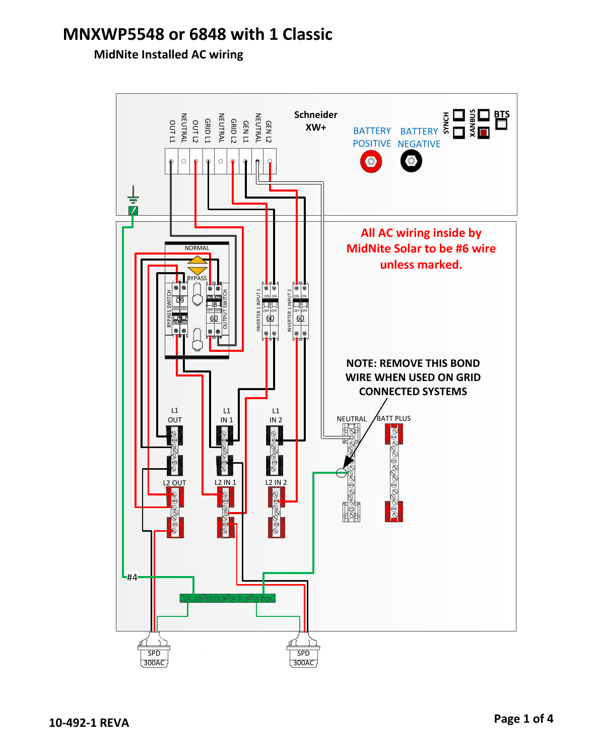# MNXWP5548 or 6848 with 1 Classic

## MidNite Installed AC wiring

Schneider XW+

OUT L1 | NEUTRAL | OUT L2 | GRID L1 | NEUTRAL | GRID L2 | GEN L1 | NEUTRAL | GEN L2

BATTERY POSITIVE | BATTERY NEGATIVE

SYNCH | XANBUS | BTS

All AC wiring inside by MidNite Solar to be #6 wire unless marked.

NORMAL

BYPASS

BYPASS SWITCH 60

OUTPUT SWITCH 60

INVERTER 1 INPUT 1 60

INVERTER 1 INPUT 2 60

NOTE: REMOVE THIS BOND WIRE WHEN USED ON GRID CONNECTED SYSTEMS

L1 OUT | L1 IN 1 | L1 IN 2 | NEUTRAL | BATT PLUS

L2 OUT | L2 IN 1 | L2 IN 2

#4

SPD 300AC

SPD 300AC

10-492-1 REVA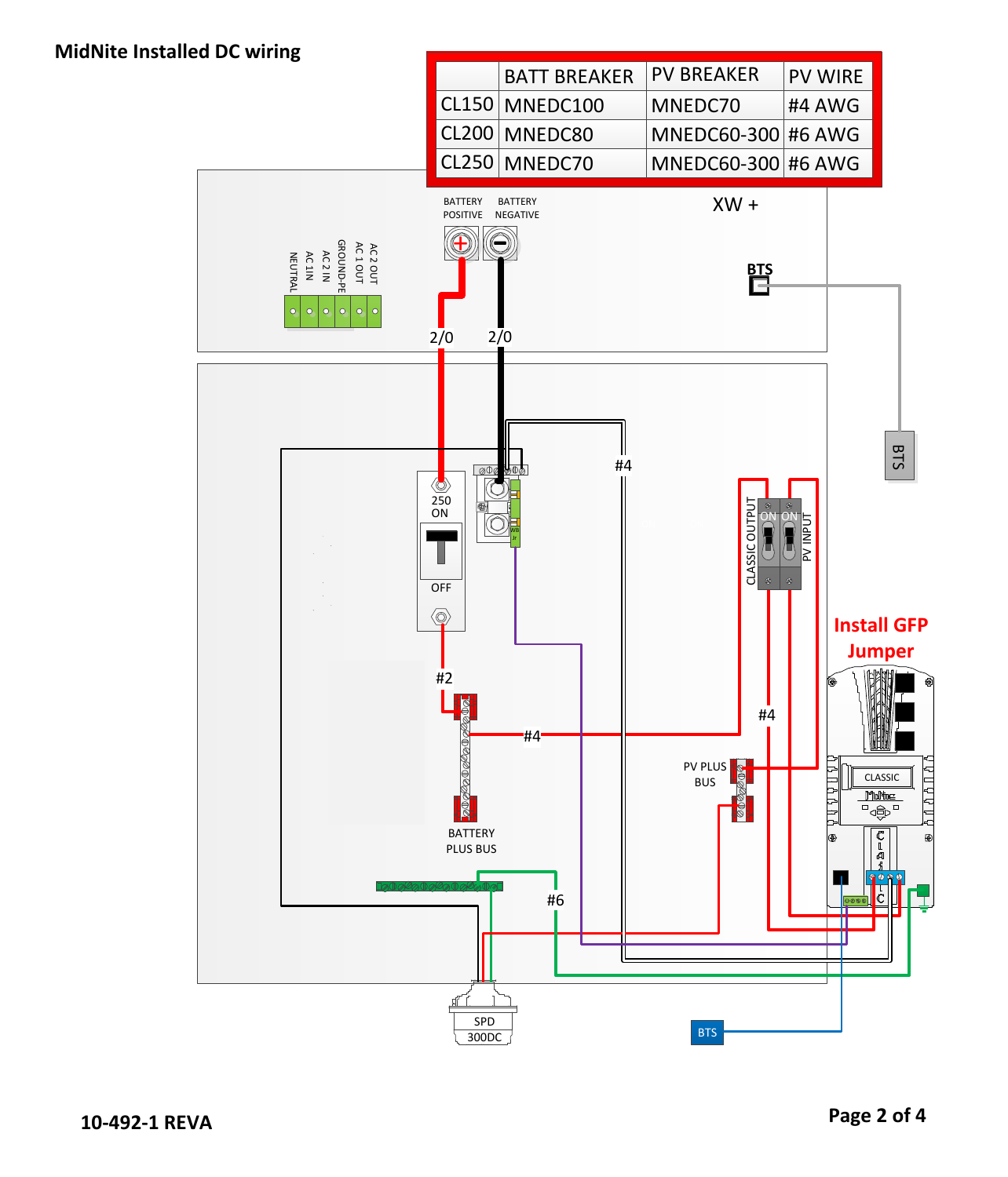# MidNite Installed DC wiring

| | BATT BREAKER | PV BREAKER | PV WIRE |
|---|---|---|---|
| CL150 | MNEDC100 | MNEDC70 | #4 AWG |
| CL200 | MNEDC80 | MNEDC60-300 | #6 AWG |
| CL250 | MNEDC70 | MNEDC60-300 | #6 AWG |

XW +

BATTERY POSITIVE

BATTERY NEGATIVE

BTS

NEUTRAL

AC 1 IN

AC 2 IN

GROUND-PE

AC 1 OUT

AC 2 OUT

2/0

2/0

#4

250 ON

OFF

CLASSIC OUTPUT

ON ON

PV INPUT

#2

#4

#4

BATTERY PLUS BUS

PV PLUS BUS

**Install GFP Jumper**

CLASSIC

#6

SPD 300DC

BTS

10-492-1 REVA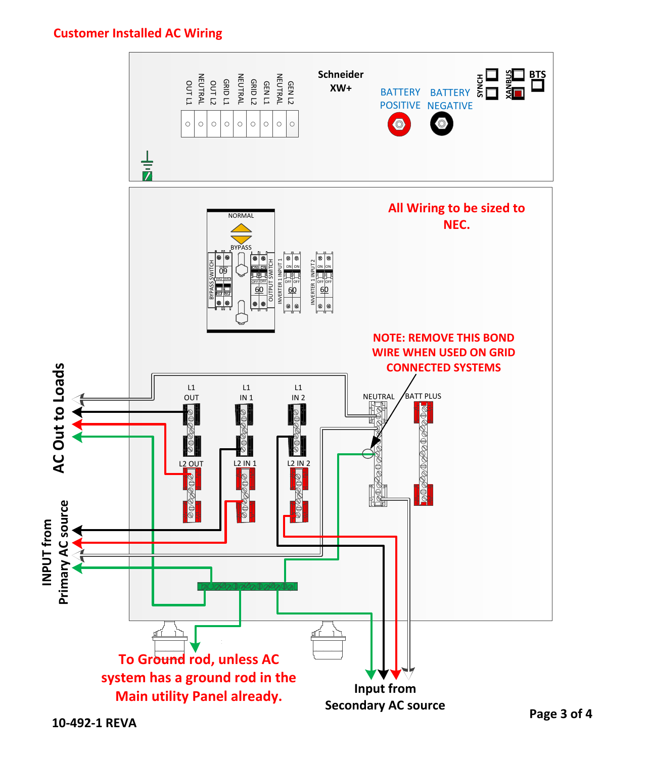# Customer Installed AC Wiring

Schneider XW+

OUT L1 | NEUTRAL | OUT L2 | GRID L1 | NEUTRAL | GRID L2 | GEN L1 | NEUTRAL | GEN L2

BATTERY POSITIVE

BATTERY NEGATIVE

SYNCH

XANBUS

BTS

**All Wiring to be sized to NEC.**

NORMAL

BYPASS

BYPASS SWITCH 60

OUTPUT SWITCH 60

INVERTER 1 INPUT 1 60

INVERTER 1 INPUT 2 60

**NOTE: REMOVE THIS BOND WIRE WHEN USED ON GRID CONNECTED SYSTEMS**

L1 OUT

L1 IN 1

L1 IN 2

NEUTRAL

BATT PLUS

L2 OUT

L2 IN 1

L2 IN 2

**AC Out to Loads**

**INPUT from Primary AC source**

**To Ground rod, unless AC system has a ground rod in the Main utility Panel already.**

**Input from Secondary AC source**

**10-492-1 REVA**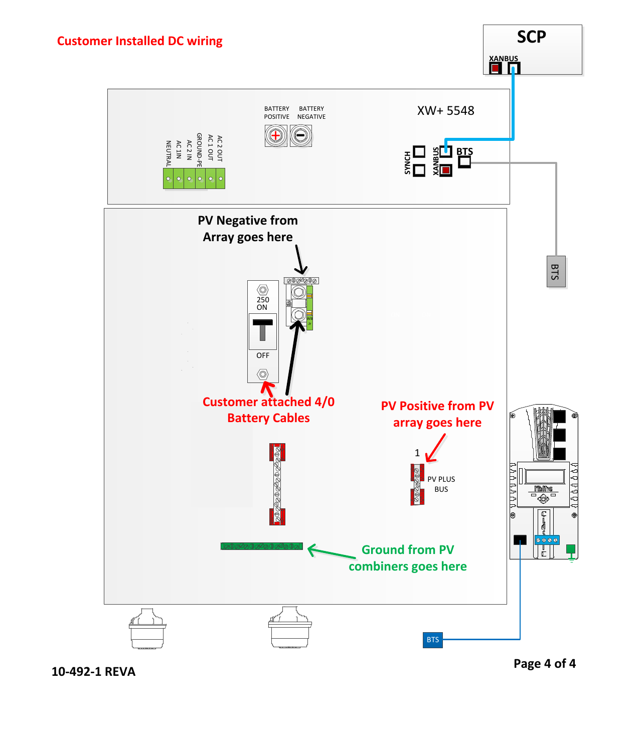# Customer Installed DC wiring

SCP

XANBUS

XW+ 5548

BATTERY POSITIVE

BATTERY NEGATIVE

NEUTRAL

AC 1 IN

AC 2 IN

GROUND-PE

AC 1 OUT

AC 2 OUT

SYNCH

XANBUS

BTS

PV Negative from Array goes here

250 ON

OFF

Customer attached 4/0 Battery Cables

PV Positive from PV array goes here

1

PV PLUS BUS

Ground from PV combiners goes here

BTS

BTS

10-492-1 REVA